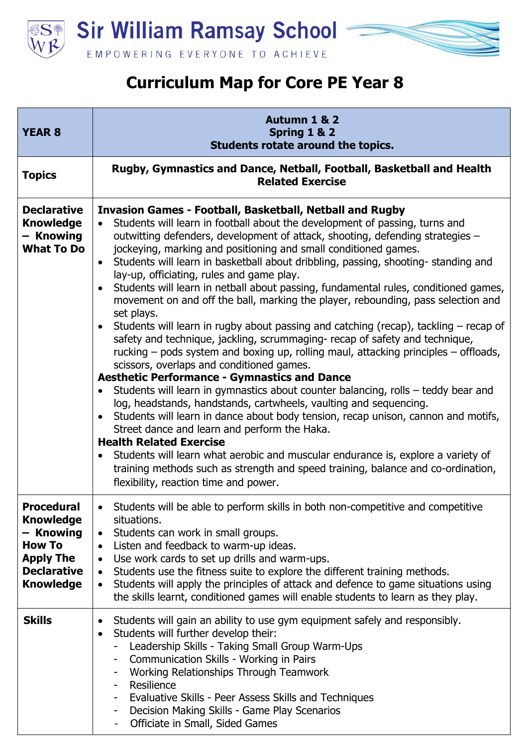# Sir William Ramsay School

EMPOWERING EVERYONE TO ACHIEVE

## Curriculum Map for Core PE Year 8

| YEAR 8 | Autumn 1 & 2<br>Spring 1 & 2<br>Students rotate around the topics. |
|---|---|
| **Topics** | **Rugby, Gymnastics and Dance, Netball, Football, Basketball and Health Related Exercise** |
| **Declarative Knowledge – Knowing What To Do** | **Invasion Games - Football, Basketball, Netball and Rugby**<br>• Students will learn in football about the development of passing, turns and outwitting defenders, development of attack, shooting, defending strategies – jockeying, marking and positioning and small conditioned games.<br>• Students will learn in basketball about dribbling, passing, shooting- standing and lay-up, officiating, rules and game play.<br>• Students will learn in netball about passing, fundamental rules, conditioned games, movement on and off the ball, marking the player, rebounding, pass selection and set plays.<br>• Students will learn in rugby about passing and catching (recap), tackling – recap of safety and technique, jackling, scrummaging- recap of safety and technique, rucking – pods system and boxing up, rolling maul, attacking principles – offloads, scissors, overlaps and conditioned games.<br>**Aesthetic Performance - Gymnastics and Dance**<br>• Students will learn in gymnastics about counter balancing, rolls – teddy bear and log, headstands, handstands, cartwheels, vaulting and sequencing.<br>• Students will learn in dance about body tension, recap unison, cannon and motifs, Street dance and learn and perform the Haka.<br>**Health Related Exercise**<br>• Students will learn what aerobic and muscular endurance is, explore a variety of training methods such as strength and speed training, balance and co-ordination, flexibility, reaction time and power. |
| **Procedural Knowledge – Knowing How To Apply The Declarative Knowledge** | • Students will be able to perform skills in both non-competitive and competitive situations.<br>• Students can work in small groups.<br>• Listen and feedback to warm-up ideas.<br>• Use work cards to set up drills and warm-ups.<br>• Students use the fitness suite to explore the different training methods.<br>• Students will apply the principles of attack and defence to game situations using the skills learnt, conditioned games will enable students to learn as they play. |
| **Skills** | • Students will gain an ability to use gym equipment safely and responsibly.<br>• Students will further develop their:<br>- Leadership Skills - Taking Small Group Warm-Ups<br>- Communication Skills - Working in Pairs<br>- Working Relationships Through Teamwork<br>- Resilience<br>- Evaluative Skills - Peer Assess Skills and Techniques<br>- Decision Making Skills - Game Play Scenarios<br>- Officiate in Small, Sided Games |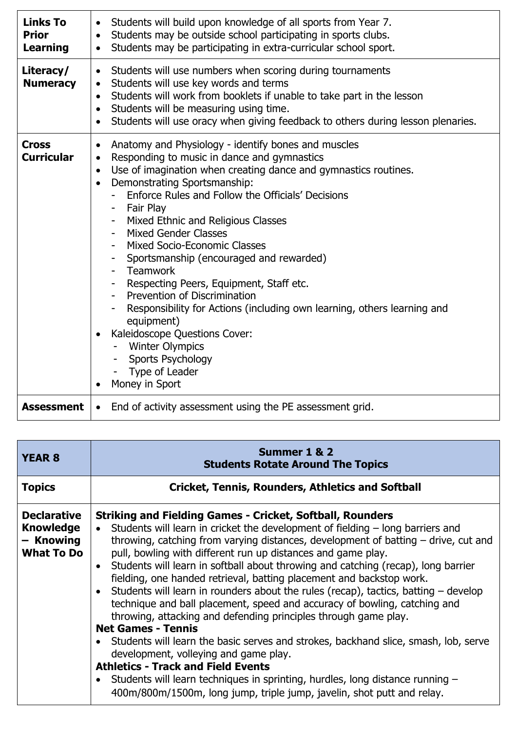| | |
|---|---|
| **Links To Prior Learning** | • Students will build upon knowledge of all sports from Year 7.<br>• Students may be outside school participating in sports clubs.<br>• Students may be participating in extra-curricular school sport. |
| **Literacy/ Numeracy** | • Students will use numbers when scoring during tournaments<br>• Students will use key words and terms<br>• Students will work from booklets if unable to take part in the lesson<br>• Students will be measuring using time.<br>• Students will use oracy when giving feedback to others during lesson plenaries. |
| **Cross Curricular** | • Anatomy and Physiology - identify bones and muscles<br>• Responding to music in dance and gymnastics<br>• Use of imagination when creating dance and gymnastics routines.<br>• Demonstrating Sportsmanship:<br>- Enforce Rules and Follow the Officials' Decisions<br>- Fair Play<br>- Mixed Ethnic and Religious Classes<br>- Mixed Gender Classes<br>- Mixed Socio-Economic Classes<br>- Sportsmanship (encouraged and rewarded)<br>- Teamwork<br>- Respecting Peers, Equipment, Staff etc.<br>- Prevention of Discrimination<br>- Responsibility for Actions (including own learning, others learning and equipment)<br>• Kaleidoscope Questions Cover:<br>- Winter Olympics<br>- Sports Psychology<br>- Type of Leader<br>• Money in Sport |
| **Assessment** | • End of activity assessment using the PE assessment grid. |

| **YEAR 8** | **Summer 1 & 2**<br>**Students Rotate Around The Topics** |
|---|---|
| **Topics** | **Cricket, Tennis, Rounders, Athletics and Softball** |
| **Declarative Knowledge – Knowing What To Do** | **Striking and Fielding Games - Cricket, Softball, Rounders**<br>• Students will learn in cricket the development of fielding – long barriers and throwing, catching from varying distances, development of batting – drive, cut and pull, bowling with different run up distances and game play.<br>• Students will learn in softball about throwing and catching (recap), long barrier fielding, one handed retrieval, batting placement and backstop work.<br>• Students will learn in rounders about the rules (recap), tactics, batting – develop technique and ball placement, speed and accuracy of bowling, catching and throwing, attacking and defending principles through game play.<br>**Net Games - Tennis**<br>• Students will learn the basic serves and strokes, backhand slice, smash, lob, serve development, volleying and game play.<br>**Athletics - Track and Field Events**<br>• Students will learn techniques in sprinting, hurdles, long distance running – 400m/800m/1500m, long jump, triple jump, javelin, shot putt and relay. |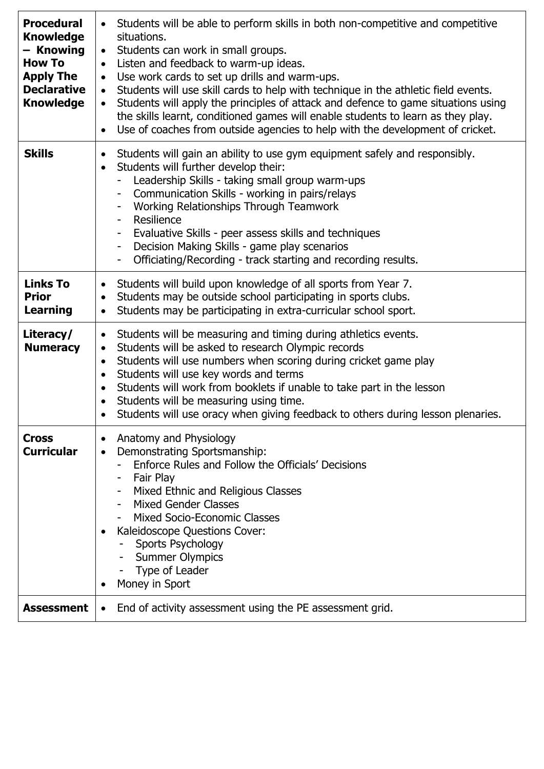| | |
|---|---|
| **Procedural Knowledge – Knowing How To Apply The Declarative Knowledge** | • Students will be able to perform skills in both non-competitive and competitive situations.<br>• Students can work in small groups.<br>• Listen and feedback to warm-up ideas.<br>• Use work cards to set up drills and warm-ups.<br>• Students will use skill cards to help with technique in the athletic field events.<br>• Students will apply the principles of attack and defence to game situations using the skills learnt, conditioned games will enable students to learn as they play.<br>• Use of coaches from outside agencies to help with the development of cricket. |
| **Skills** | • Students will gain an ability to use gym equipment safely and responsibly.<br>• Students will further develop their:<br>- Leadership Skills - taking small group warm-ups<br>- Communication Skills - working in pairs/relays<br>- Working Relationships Through Teamwork<br>- Resilience<br>- Evaluative Skills - peer assess skills and techniques<br>- Decision Making Skills - game play scenarios<br>- Officiating/Recording - track starting and recording results. |
| **Links To Prior Learning** | • Students will build upon knowledge of all sports from Year 7.<br>• Students may be outside school participating in sports clubs.<br>• Students may be participating in extra-curricular school sport. |
| **Literacy/ Numeracy** | • Students will be measuring and timing during athletics events.<br>• Students will be asked to research Olympic records<br>• Students will use numbers when scoring during cricket game play<br>• Students will use key words and terms<br>• Students will work from booklets if unable to take part in the lesson<br>• Students will be measuring using time.<br>• Students will use oracy when giving feedback to others during lesson plenaries. |
| **Cross Curricular** | • Anatomy and Physiology<br>• Demonstrating Sportsmanship:<br>- Enforce Rules and Follow the Officials' Decisions<br>- Fair Play<br>- Mixed Ethnic and Religious Classes<br>- Mixed Gender Classes<br>- Mixed Socio-Economic Classes<br>• Kaleidoscope Questions Cover:<br>- Sports Psychology<br>- Summer Olympics<br>- Type of Leader<br>• Money in Sport |
| **Assessment** | • End of activity assessment using the PE assessment grid. |